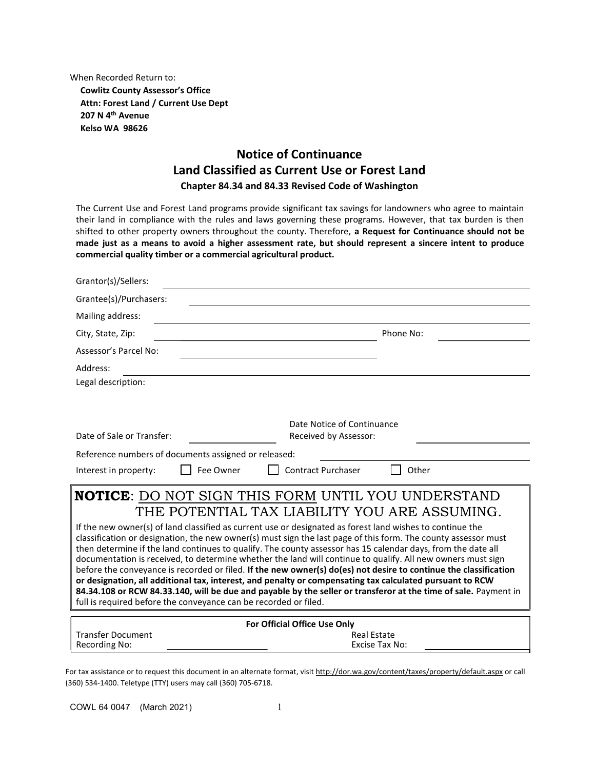When Recorded Return to:

**Cowlitz County Assessor's Office**
**Attn: Forest Land / Current Use Dept**
**207 N 4th Avenue**
**Kelso WA 98626**

# Notice of Continuance
## Land Classified as Current Use or Forest Land
### Chapter 84.34 and 84.33 Revised Code of Washington

The Current Use and Forest Land programs provide significant tax savings for landowners who agree to maintain their land in compliance with the rules and laws governing these programs. However, that tax burden is then shifted to other property owners throughout the county. Therefore, **a Request for Continuance should not be made just as a means to avoid a higher assessment rate, but should represent a sincere intent to produce commercial quality timber or a commercial agricultural product.**

Grantor(s)/Sellers: ______________________________

Grantee(s)/Purchasers: ______________________________

Mailing address: ______________________________

City, State, Zip: ______________________________ Phone No: ______________

Assessor's Parcel No: ______________________________

Address: ______________________________

Legal description:

Date of Sale or Transfer: ______________ Date Notice of Continuance Received by Assessor: ______________

Reference numbers of documents assigned or released: ______________________________

Interest in property: ☐ Fee Owner ☐ Contract Purchaser ☐ Other

**NOTICE**: DO NOT SIGN THIS FORM UNTIL YOU UNDERSTAND THE POTENTIAL TAX LIABILITY YOU ARE ASSUMING.

If the new owner(s) of land classified as current use or designated as forest land wishes to continue the classification or designation, the new owner(s) must sign the last page of this form. The county assessor must then determine if the land continues to qualify. The county assessor has 15 calendar days, from the date all documentation is received, to determine whether the land will continue to qualify. All new owners must sign before the conveyance is recorded or filed. **If the new owner(s) do(es) not desire to continue the classification or designation, all additional tax, interest, and penalty or compensating tax calculated pursuant to RCW 84.34.108 or RCW 84.33.140, will be due and payable by the seller or transferor at the time of sale.** Payment in full is required before the conveyance can be recorded or filed.

| For Official Office Use Only | |
|---|---|
| Transfer Document Recording No: ______________ | Real Estate Excise Tax No: ______________ |

For tax assistance or to request this document in an alternate format, visit http://dor.wa.gov/content/taxes/property/default.aspx or call (360) 534-1400. Teletype (TTY) users may call (360) 705-6718.

COWL 64 0047 (March 2021)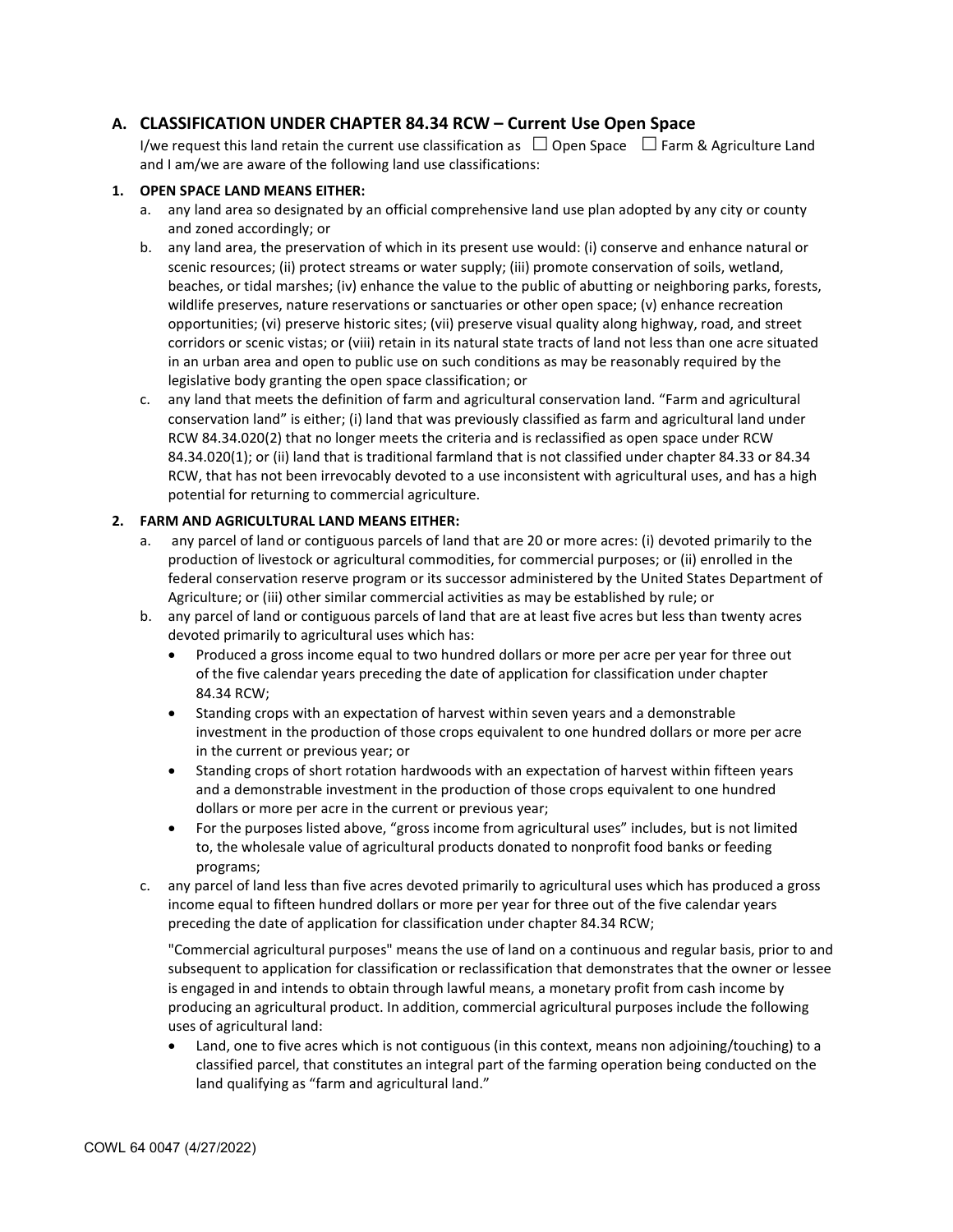## A. CLASSIFICATION UNDER CHAPTER 84.34 RCW – Current Use Open Space

I/we request this land retain the current use classification as ☐ Open Space ☐ Farm & Agriculture Land and I am/we are aware of the following land use classifications:

### 1. OPEN SPACE LAND MEANS EITHER:

a. any land area so designated by an official comprehensive land use plan adopted by any city or county and zoned accordingly; or

b. any land area, the preservation of which in its present use would: (i) conserve and enhance natural or scenic resources; (ii) protect streams or water supply; (iii) promote conservation of soils, wetland, beaches, or tidal marshes; (iv) enhance the value to the public of abutting or neighboring parks, forests, wildlife preserves, nature reservations or sanctuaries or other open space; (v) enhance recreation opportunities; (vi) preserve historic sites; (vii) preserve visual quality along highway, road, and street corridors or scenic vistas; or (viii) retain in its natural state tracts of land not less than one acre situated in an urban area and open to public use on such conditions as may be reasonably required by the legislative body granting the open space classification; or

c. any land that meets the definition of farm and agricultural conservation land. "Farm and agricultural conservation land" is either; (i) land that was previously classified as farm and agricultural land under RCW 84.34.020(2) that no longer meets the criteria and is reclassified as open space under RCW 84.34.020(1); or (ii) land that is traditional farmland that is not classified under chapter 84.33 or 84.34 RCW, that has not been irrevocably devoted to a use inconsistent with agricultural uses, and has a high potential for returning to commercial agriculture.

### 2. FARM AND AGRICULTURAL LAND MEANS EITHER:

a. any parcel of land or contiguous parcels of land that are 20 or more acres: (i) devoted primarily to the production of livestock or agricultural commodities, for commercial purposes; or (ii) enrolled in the federal conservation reserve program or its successor administered by the United States Department of Agriculture; or (iii) other similar commercial activities as may be established by rule; or

b. any parcel of land or contiguous parcels of land that are at least five acres but less than twenty acres devoted primarily to agricultural uses which has:
   - Produced a gross income equal to two hundred dollars or more per acre per year for three out of the five calendar years preceding the date of application for classification under chapter 84.34 RCW;
   - Standing crops with an expectation of harvest within seven years and a demonstrable investment in the production of those crops equivalent to one hundred dollars or more per acre in the current or previous year; or
   - Standing crops of short rotation hardwoods with an expectation of harvest within fifteen years and a demonstrable investment in the production of those crops equivalent to one hundred dollars or more per acre in the current or previous year;
   - For the purposes listed above, "gross income from agricultural uses" includes, but is not limited to, the wholesale value of agricultural products donated to nonprofit food banks or feeding programs;

c. any parcel of land less than five acres devoted primarily to agricultural uses which has produced a gross income equal to fifteen hundred dollars or more per year for three out of the five calendar years preceding the date of application for classification under chapter 84.34 RCW;

   "Commercial agricultural purposes" means the use of land on a continuous and regular basis, prior to and subsequent to application for classification or reclassification that demonstrates that the owner or lessee is engaged in and intends to obtain through lawful means, a monetary profit from cash income by producing an agricultural product. In addition, commercial agricultural purposes include the following uses of agricultural land:

   - Land, one to five acres which is not contiguous (in this context, means non adjoining/touching) to a classified parcel, that constitutes an integral part of the farming operation being conducted on the land qualifying as "farm and agricultural land."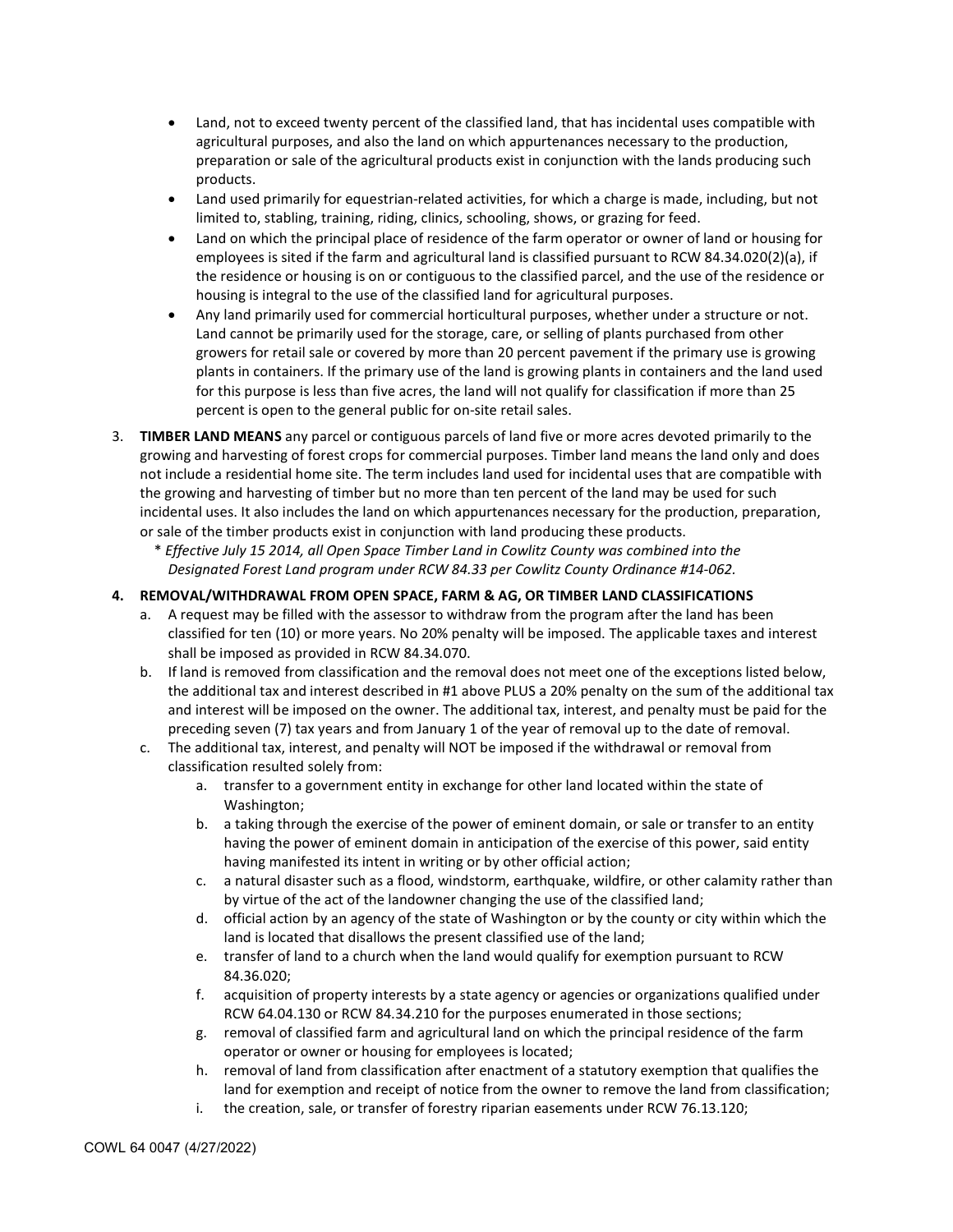- Land, not to exceed twenty percent of the classified land, that has incidental uses compatible with agricultural purposes, and also the land on which appurtenances necessary to the production, preparation or sale of the agricultural products exist in conjunction with the lands producing such products.
- Land used primarily for equestrian-related activities, for which a charge is made, including, but not limited to, stabling, training, riding, clinics, schooling, shows, or grazing for feed.
- Land on which the principal place of residence of the farm operator or owner of land or housing for employees is sited if the farm and agricultural land is classified pursuant to RCW 84.34.020(2)(a), if the residence or housing is on or contiguous to the classified parcel, and the use of the residence or housing is integral to the use of the classified land for agricultural purposes.
- Any land primarily used for commercial horticultural purposes, whether under a structure or not. Land cannot be primarily used for the storage, care, or selling of plants purchased from other growers for retail sale or covered by more than 20 percent pavement if the primary use is growing plants in containers. If the primary use of the land is growing plants in containers and the land used for this purpose is less than five acres, the land will not qualify for classification if more than 25 percent is open to the general public for on-site retail sales.

3. **TIMBER LAND MEANS** any parcel or contiguous parcels of land five or more acres devoted primarily to the growing and harvesting of forest crops for commercial purposes. Timber land means the land only and does not include a residential home site. The term includes land used for incidental uses that are compatible with the growing and harvesting of timber but no more than ten percent of the land may be used for such incidental uses. It also includes the land on which appurtenances necessary for the production, preparation, or sale of the timber products exist in conjunction with land producing these products.
   \* *Effective July 15 2014, all Open Space Timber Land in Cowlitz County was combined into the Designated Forest Land program under RCW 84.33 per Cowlitz County Ordinance #14-062.*

4. **REMOVAL/WITHDRAWAL FROM OPEN SPACE, FARM & AG, OR TIMBER LAND CLASSIFICATIONS**
   a. A request may be filled with the assessor to withdraw from the program after the land has been classified for ten (10) or more years. No 20% penalty will be imposed. The applicable taxes and interest shall be imposed as provided in RCW 84.34.070.
   b. If land is removed from classification and the removal does not meet one of the exceptions listed below, the additional tax and interest described in #1 above PLUS a 20% penalty on the sum of the additional tax and interest will be imposed on the owner. The additional tax, interest, and penalty must be paid for the preceding seven (7) tax years and from January 1 of the year of removal up to the date of removal.
   c. The additional tax, interest, and penalty will NOT be imposed if the withdrawal or removal from classification resulted solely from:
      a. transfer to a government entity in exchange for other land located within the state of Washington;
      b. a taking through the exercise of the power of eminent domain, or sale or transfer to an entity having the power of eminent domain in anticipation of the exercise of this power, said entity having manifested its intent in writing or by other official action;
      c. a natural disaster such as a flood, windstorm, earthquake, wildfire, or other calamity rather than by virtue of the act of the landowner changing the use of the classified land;
      d. official action by an agency of the state of Washington or by the county or city within which the land is located that disallows the present classified use of the land;
      e. transfer of land to a church when the land would qualify for exemption pursuant to RCW 84.36.020;
      f. acquisition of property interests by a state agency or agencies or organizations qualified under RCW 64.04.130 or RCW 84.34.210 for the purposes enumerated in those sections;
      g. removal of classified farm and agricultural land on which the principal residence of the farm operator or owner or housing for employees is located;
      h. removal of land from classification after enactment of a statutory exemption that qualifies the land for exemption and receipt of notice from the owner to remove the land from classification;
      i. the creation, sale, or transfer of forestry riparian easements under RCW 76.13.120;

COWL 64 0047 (4/27/2022)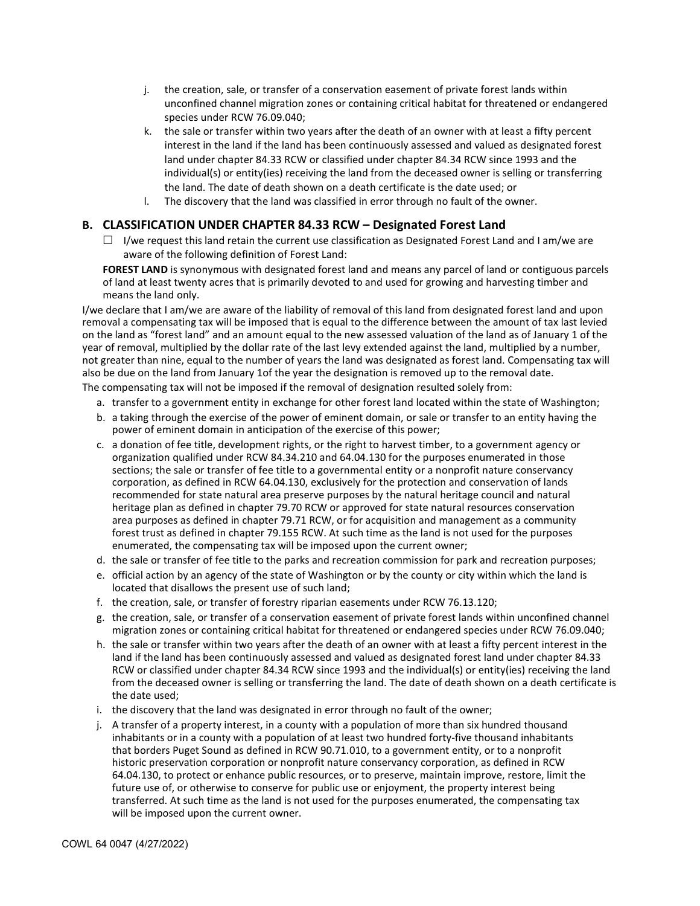j. the creation, sale, or transfer of a conservation easement of private forest lands within unconfined channel migration zones or containing critical habitat for threatened or endangered species under RCW 76.09.040;
k. the sale or transfer within two years after the death of an owner with at least a fifty percent interest in the land if the land has been continuously assessed and valued as designated forest land under chapter 84.33 RCW or classified under chapter 84.34 RCW since 1993 and the individual(s) or entity(ies) receiving the land from the deceased owner is selling or transferring the land. The date of death shown on a death certificate is the date used; or
l. The discovery that the land was classified in error through no fault of the owner.

## B. CLASSIFICATION UNDER CHAPTER 84.33 RCW – Designated Forest Land

☐ I/we request this land retain the current use classification as Designated Forest Land and I am/we are aware of the following definition of Forest Land:

**FOREST LAND** is synonymous with designated forest land and means any parcel of land or contiguous parcels of land at least twenty acres that is primarily devoted to and used for growing and harvesting timber and means the land only.

I/we declare that I am/we are aware of the liability of removal of this land from designated forest land and upon removal a compensating tax will be imposed that is equal to the difference between the amount of tax last levied on the land as "forest land" and an amount equal to the new assessed valuation of the land as of January 1 of the year of removal, multiplied by the dollar rate of the last levy extended against the land, multiplied by a number, not greater than nine, equal to the number of years the land was designated as forest land. Compensating tax will also be due on the land from January 1of the year the designation is removed up to the removal date.

The compensating tax will not be imposed if the removal of designation resulted solely from:

a. transfer to a government entity in exchange for other forest land located within the state of Washington;
b. a taking through the exercise of the power of eminent domain, or sale or transfer to an entity having the power of eminent domain in anticipation of the exercise of this power;
c. a donation of fee title, development rights, or the right to harvest timber, to a government agency or organization qualified under RCW 84.34.210 and 64.04.130 for the purposes enumerated in those sections; the sale or transfer of fee title to a governmental entity or a nonprofit nature conservancy corporation, as defined in RCW 64.04.130, exclusively for the protection and conservation of lands recommended for state natural area preserve purposes by the natural heritage council and natural heritage plan as defined in chapter 79.70 RCW or approved for state natural resources conservation area purposes as defined in chapter 79.71 RCW, or for acquisition and management as a community forest trust as defined in chapter 79.155 RCW. At such time as the land is not used for the purposes enumerated, the compensating tax will be imposed upon the current owner;
d. the sale or transfer of fee title to the parks and recreation commission for park and recreation purposes;
e. official action by an agency of the state of Washington or by the county or city within which the land is located that disallows the present use of such land;
f. the creation, sale, or transfer of forestry riparian easements under RCW 76.13.120;
g. the creation, sale, or transfer of a conservation easement of private forest lands within unconfined channel migration zones or containing critical habitat for threatened or endangered species under RCW 76.09.040;
h. the sale or transfer within two years after the death of an owner with at least a fifty percent interest in the land if the land has been continuously assessed and valued as designated forest land under chapter 84.33 RCW or classified under chapter 84.34 RCW since 1993 and the individual(s) or entity(ies) receiving the land from the deceased owner is selling or transferring the land. The date of death shown on a death certificate is the date used;
i. the discovery that the land was designated in error through no fault of the owner;
j. A transfer of a property interest, in a county with a population of more than six hundred thousand inhabitants or in a county with a population of at least two hundred forty-five thousand inhabitants that borders Puget Sound as defined in RCW 90.71.010, to a government entity, or to a nonprofit historic preservation corporation or nonprofit nature conservancy corporation, as defined in RCW 64.04.130, to protect or enhance public resources, or to preserve, maintain improve, restore, limit the future use of, or otherwise to conserve for public use or enjoyment, the property interest being transferred. At such time as the land is not used for the purposes enumerated, the compensating tax will be imposed upon the current owner.

COWL 64 0047 (4/27/2022)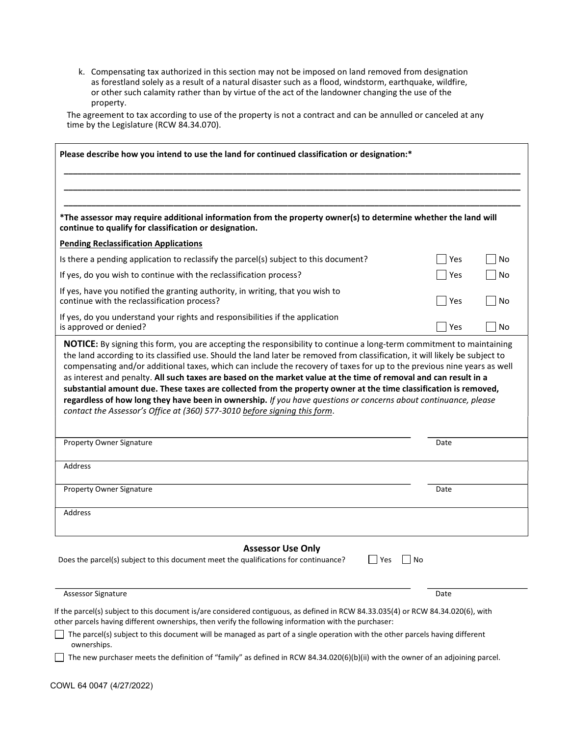k. Compensating tax authorized in this section may not be imposed on land removed from designation as forestland solely as a result of a natural disaster such as a flood, windstorm, earthquake, wildfire, or other such calamity rather than by virtue of the act of the landowner changing the use of the property.

The agreement to tax according to use of the property is not a contract and can be annulled or canceled at any time by the Legislature (RCW 84.34.070).

**Please describe how you intend to use the land for continued classification or designation:***

\_\_\_\_\_\_\_\_\_\_\_\_\_\_\_\_\_\_\_\_\_\_\_\_\_\_\_\_\_\_\_\_\_\_\_\_\_\_\_\_\_\_\_\_\_\_\_\_\_\_\_\_\_\_\_\_\_\_\_\_\_\_\_\_\_\_\_\_\_\_\_\_\_\_\_\_\_\_

\_\_\_\_\_\_\_\_\_\_\_\_\_\_\_\_\_\_\_\_\_\_\_\_\_\_\_\_\_\_\_\_\_\_\_\_\_\_\_\_\_\_\_\_\_\_\_\_\_\_\_\_\_\_\_\_\_\_\_\_\_\_\_\_\_\_\_\_\_\_\_\_\_\_\_\_\_\_

\_\_\_\_\_\_\_\_\_\_\_\_\_\_\_\_\_\_\_\_\_\_\_\_\_\_\_\_\_\_\_\_\_\_\_\_\_\_\_\_\_\_\_\_\_\_\_\_\_\_\_\_\_\_\_\_\_\_\_\_\_\_\_\_\_\_\_\_\_\_\_\_\_\_\_\_\_\_

***The assessor may require additional information from the property owner(s) to determine whether the land will continue to qualify for classification or designation.**

**<u>Pending Reclassification Applications</u>**

| | | |
|---|---|---|
| Is there a pending application to reclassify the parcel(s) subject to this document? | ☐ Yes | ☐ No |
| If yes, do you wish to continue with the reclassification process? | ☐ Yes | ☐ No |
| If yes, have you notified the granting authority, in writing, that you wish to continue with the reclassification process? | ☐ Yes | ☐ No |
| If yes, do you understand your rights and responsibilities if the application is approved or denied? | ☐ Yes | ☐ No |

**NOTICE:** By signing this form, you are accepting the responsibility to continue a long-term commitment to maintaining the land according to its classified use. Should the land later be removed from classification, it will likely be subject to compensating and/or additional taxes, which can include the recovery of taxes for up to the previous nine years as well as interest and penalty. **All such taxes are based on the market value at the time of removal and can result in a substantial amount due. These taxes are collected from the property owner at the time classification is removed, regardless of how long they have been in ownership.** *If you have questions or concerns about continuance, please contact the Assessor's Office at (360) 577-3010 <u>before signing this form</u>.*

Property Owner Signature \_\_\_\_\_\_\_\_\_\_\_\_\_\_\_\_\_\_\_\_ Date \_\_\_\_\_\_\_\_\_\_

Address \_\_\_\_\_\_\_\_\_\_\_\_\_\_\_\_\_\_\_\_

Property Owner Signature \_\_\_\_\_\_\_\_\_\_\_\_\_\_\_\_\_\_\_\_ Date \_\_\_\_\_\_\_\_\_\_

Address \_\_\_\_\_\_\_\_\_\_\_\_\_\_\_\_\_\_\_\_

## Assessor Use Only

Does the parcel(s) subject to this document meet the qualifications for continuance? ☐ Yes ☐ No

Assessor Signature \_\_\_\_\_\_\_\_\_\_\_\_\_\_\_\_\_\_\_\_ Date \_\_\_\_\_\_\_\_\_\_

If the parcel(s) subject to this document is/are considered contiguous, as defined in RCW 84.33.035(4) or RCW 84.34.020(6), with other parcels having different ownerships, then verify the following information with the purchaser:

☐ The parcel(s) subject to this document will be managed as part of a single operation with the other parcels having different ownerships.

☐ The new purchaser meets the definition of "family" as defined in RCW 84.34.020(6)(b)(ii) with the owner of an adjoining parcel.

COWL 64 0047 (4/27/2022)